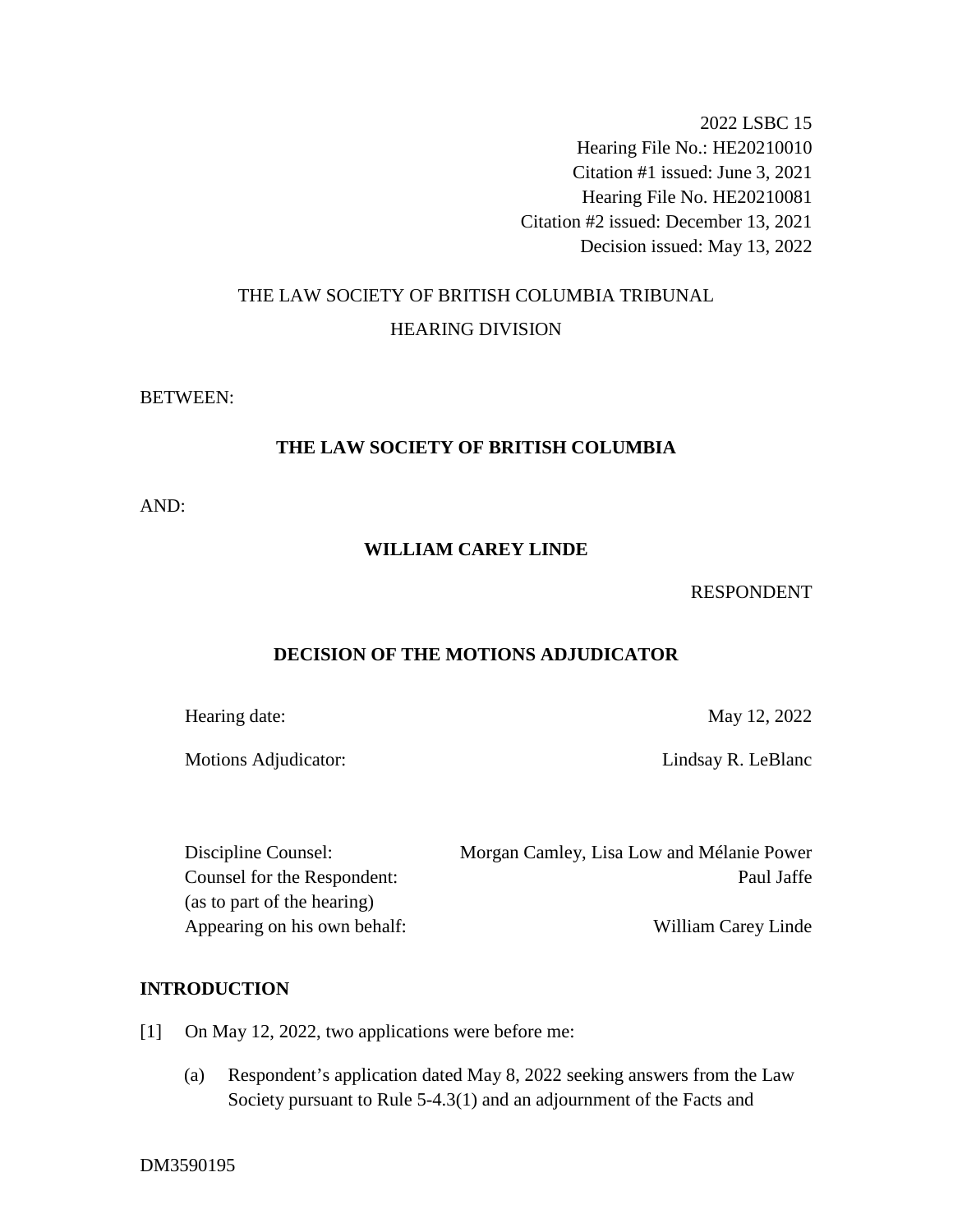2022 LSBC 15
Hearing File No.: HE20210010
Citation #1 issued: June 3, 2021
Hearing File No. HE20210081
Citation #2 issued: December 13, 2021
Decision issued: May 13, 2022

THE LAW SOCIETY OF BRITISH COLUMBIA TRIBUNAL

HEARING DIVISION

BETWEEN:

**THE LAW SOCIETY OF BRITISH COLUMBIA**

AND:

**WILLIAM CAREY LINDE**

RESPONDENT

## DECISION OF THE MOTIONS ADJUDICATOR

| | |
|---|---|
| Hearing date: | May 12, 2022 |
| Motions Adjudicator: | Lindsay R. LeBlanc |

| | |
|---|---|
| Discipline Counsel: | Morgan Camley, Lisa Low and Mélanie Power |
| Counsel for the Respondent: (as to part of the hearing) | Paul Jaffe |
| Appearing on his own behalf: | William Carey Linde |

## INTRODUCTION

[1] On May 12, 2022, two applications were before me:

(a) Respondent's application dated May 8, 2022 seeking answers from the Law Society pursuant to Rule 5-4.3(1) and an adjournment of the Facts and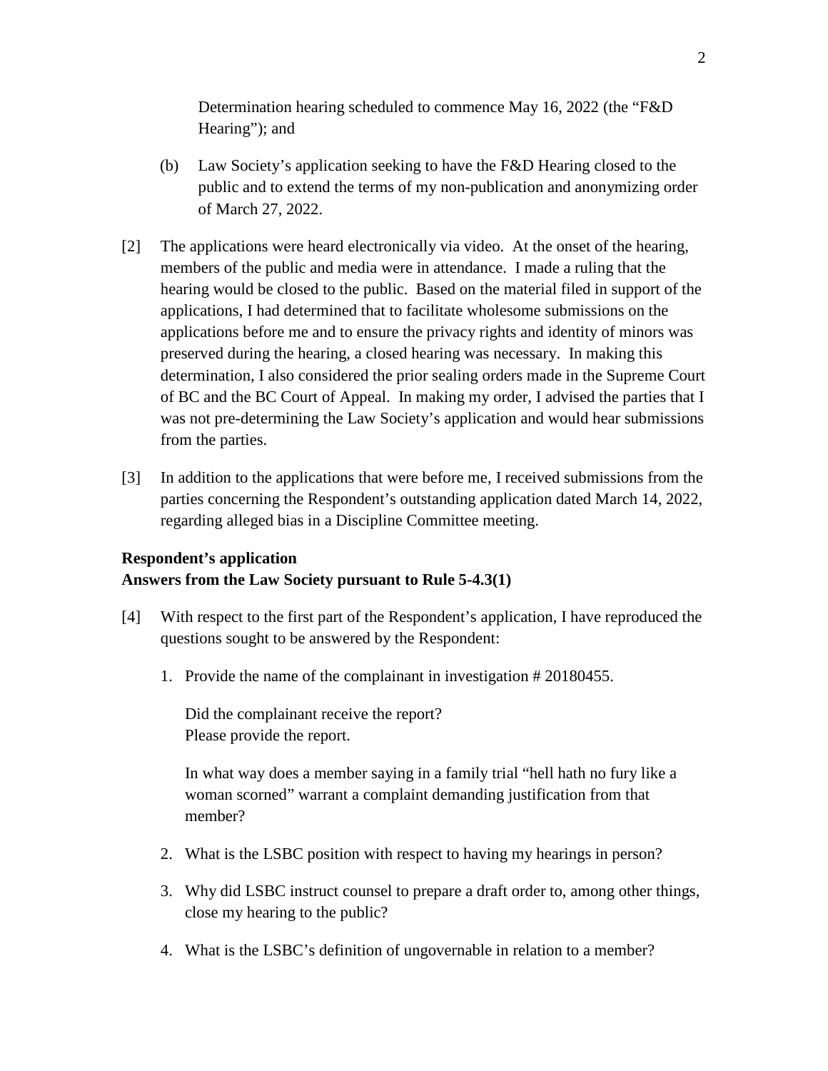Determination hearing scheduled to commence May 16, 2022 (the "F&D Hearing"); and

(b) Law Society's application seeking to have the F&D Hearing closed to the public and to extend the terms of my non-publication and anonymizing order of March 27, 2022.

[2] The applications were heard electronically via video. At the onset of the hearing, members of the public and media were in attendance. I made a ruling that the hearing would be closed to the public. Based on the material filed in support of the applications, I had determined that to facilitate wholesome submissions on the applications before me and to ensure the privacy rights and identity of minors was preserved during the hearing, a closed hearing was necessary. In making this determination, I also considered the prior sealing orders made in the Supreme Court of BC and the BC Court of Appeal. In making my order, I advised the parties that I was not pre-determining the Law Society's application and would hear submissions from the parties.

[3] In addition to the applications that were before me, I received submissions from the parties concerning the Respondent's outstanding application dated March 14, 2022, regarding alleged bias in a Discipline Committee meeting.

**Respondent's application**
**Answers from the Law Society pursuant to Rule 5-4.3(1)**

[4] With respect to the first part of the Respondent's application, I have reproduced the questions sought to be answered by the Respondent:

1. Provide the name of the complainant in investigation # 20180455.

   Did the complainant receive the report?
   Please provide the report.

   In what way does a member saying in a family trial "hell hath no fury like a woman scorned" warrant a complaint demanding justification from that member?

2. What is the LSBC position with respect to having my hearings in person?

3. Why did LSBC instruct counsel to prepare a draft order to, among other things, close my hearing to the public?

4. What is the LSBC's definition of ungovernable in relation to a member?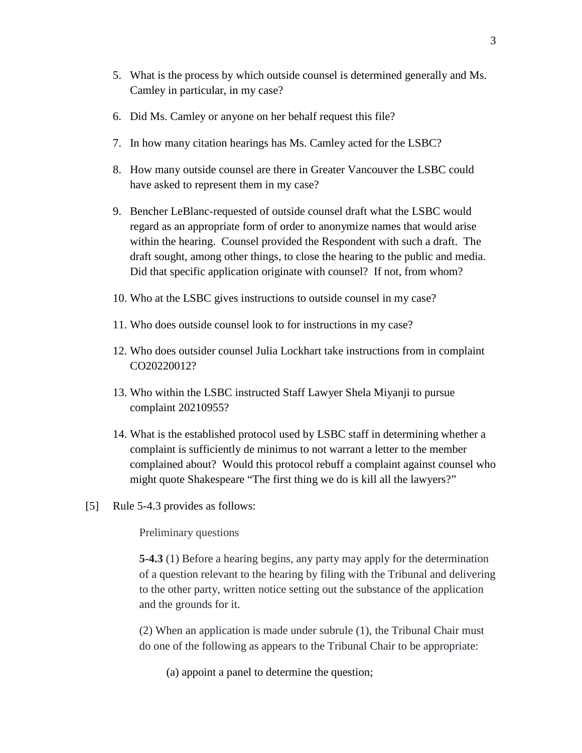5. What is the process by which outside counsel is determined generally and Ms. Camley in particular, in my case?

6. Did Ms. Camley or anyone on her behalf request this file?

7. In how many citation hearings has Ms. Camley acted for the LSBC?

8. How many outside counsel are there in Greater Vancouver the LSBC could have asked to represent them in my case?

9. Bencher LeBlanc-requested of outside counsel draft what the LSBC would regard as an appropriate form of order to anonymize names that would arise within the hearing. Counsel provided the Respondent with such a draft. The draft sought, among other things, to close the hearing to the public and media. Did that specific application originate with counsel? If not, from whom?

10. Who at the LSBC gives instructions to outside counsel in my case?

11. Who does outside counsel look to for instructions in my case?

12. Who does outsider counsel Julia Lockhart take instructions from in complaint CO20220012?

13. Who within the LSBC instructed Staff Lawyer Shela Miyanji to pursue complaint 20210955?

14. What is the established protocol used by LSBC staff in determining whether a complaint is sufficiently de minimus to not warrant a letter to the member complained about? Would this protocol rebuff a complaint against counsel who might quote Shakespeare "The first thing we do is kill all the lawyers?"

[5] Rule 5-4.3 provides as follows:

> Preliminary questions
>
> **5-4.3** (1) Before a hearing begins, any party may apply for the determination of a question relevant to the hearing by filing with the Tribunal and delivering to the other party, written notice setting out the substance of the application and the grounds for it.
>
> (2) When an application is made under subrule (1), the Tribunal Chair must do one of the following as appears to the Tribunal Chair to be appropriate:
>
> > (a) appoint a panel to determine the question;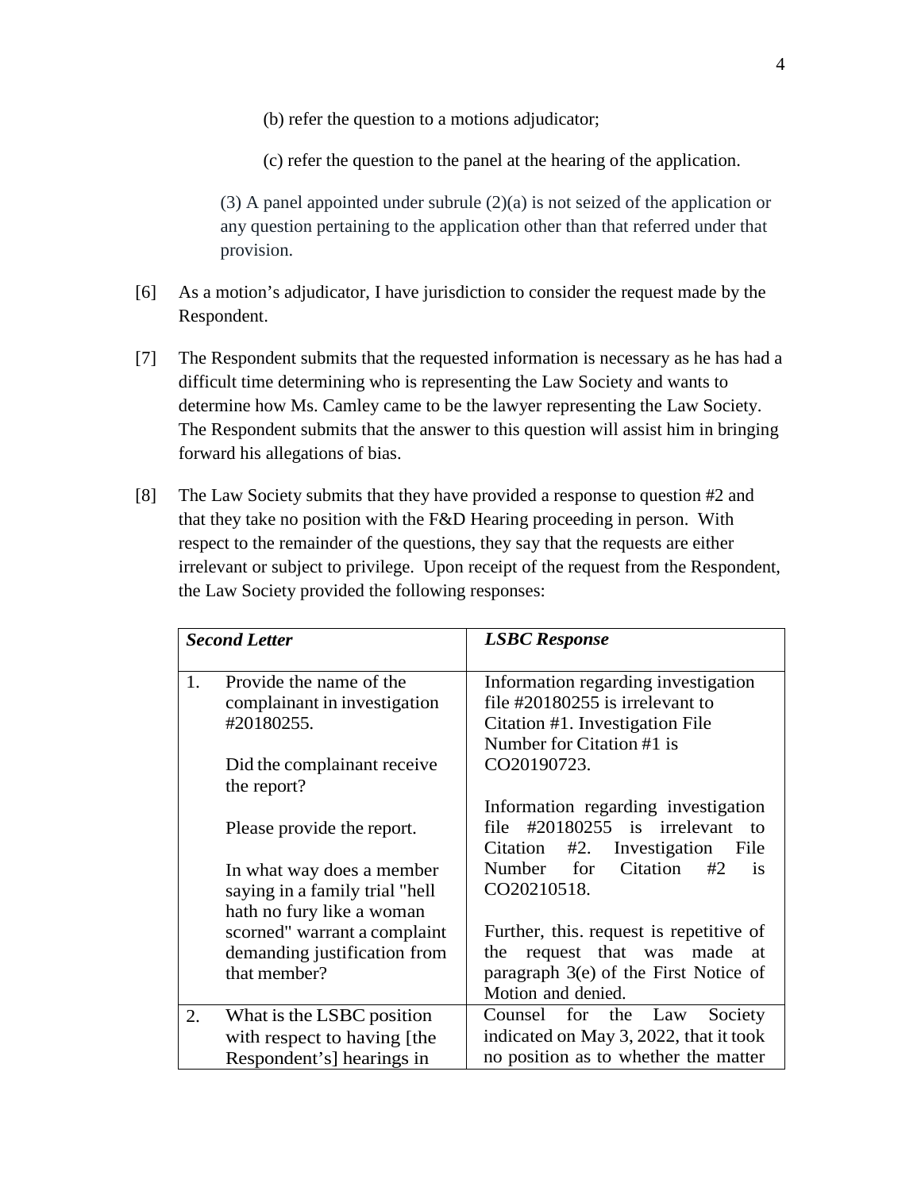(b) refer the question to a motions adjudicator;

(c) refer the question to the panel at the hearing of the application.

(3) A panel appointed under subrule (2)(a) is not seized of the application or any question pertaining to the application other than that referred under that provision.

[6] As a motion's adjudicator, I have jurisdiction to consider the request made by the Respondent.

[7] The Respondent submits that the requested information is necessary as he has had a difficult time determining who is representing the Law Society and wants to determine how Ms. Camley came to be the lawyer representing the Law Society. The Respondent submits that the answer to this question will assist him in bringing forward his allegations of bias.

[8] The Law Society submits that they have provided a response to question #2 and that they take no position with the F&D Hearing proceeding in person. With respect to the remainder of the questions, they say that the requests are either irrelevant or subject to privilege. Upon receipt of the request from the Respondent, the Law Society provided the following responses:

| ***Second Letter*** | ***LSBC Response*** |
|---|---|
| 1. Provide the name of the complainant in investigation #20180255.<br><br>Did the complainant receive the report?<br><br>Please provide the report.<br><br>In what way does a member saying in a family trial "hell hath no fury like a woman scorned" warrant a complaint demanding justification from that member? | Information regarding investigation file #20180255 is irrelevant to Citation #1. Investigation File Number for Citation #1 is CO20190723.<br><br>Information regarding investigation file #20180255 is irrelevant to Citation #2. Investigation File Number for Citation #2 is CO20210518.<br><br>Further, this. request is repetitive of the request that was made at paragraph 3(e) of the First Notice of Motion and denied. |
| 2. What is the LSBC position with respect to having [the Respondent's] hearings in | Counsel for the Law Society indicated on May 3, 2022, that it took no position as to whether the matter |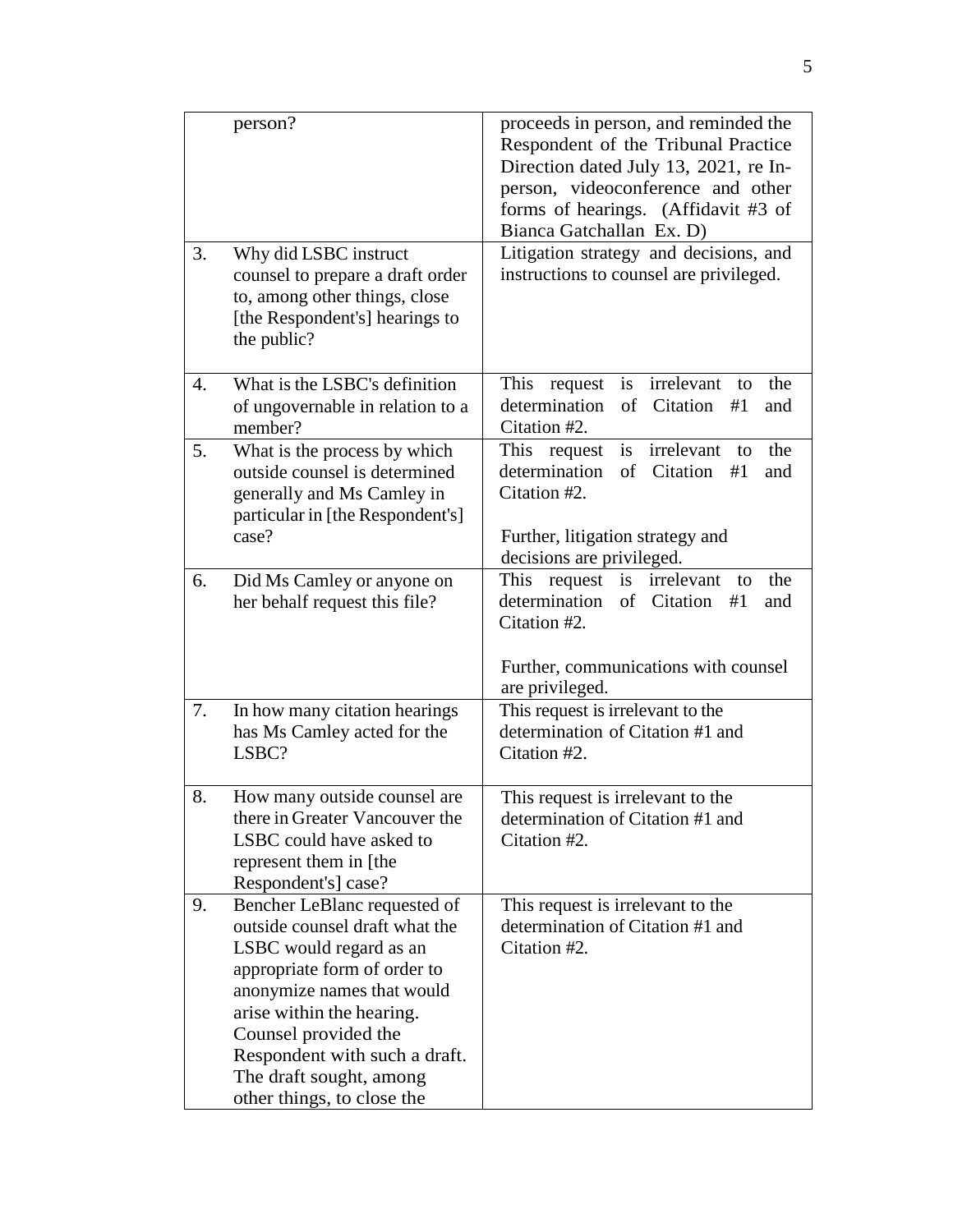| | | |
|---|---|---|
| | person? | proceeds in person, and reminded the Respondent of the Tribunal Practice Direction dated July 13, 2021, re In-person, videoconference and other forms of hearings. (Affidavit #3 of Bianca Gatchallan Ex. D) |
| 3. | Why did LSBC instruct counsel to prepare a draft order to, among other things, close [the Respondent's] hearings to the public? | Litigation strategy and decisions, and instructions to counsel are privileged. |
| 4. | What is the LSBC's definition of ungovernable in relation to a member? | This request is irrelevant to the determination of Citation #1 and Citation #2. |
| 5. | What is the process by which outside counsel is determined generally and Ms Camley in particular in [the Respondent's] case? | This request is irrelevant to the determination of Citation #1 and Citation #2.<br><br>Further, litigation strategy and decisions are privileged. |
| 6. | Did Ms Camley or anyone on her behalf request this file? | This request is irrelevant to the determination of Citation #1 and Citation #2.<br><br>Further, communications with counsel are privileged. |
| 7. | In how many citation hearings has Ms Camley acted for the LSBC? | This request is irrelevant to the determination of Citation #1 and Citation #2. |
| 8. | How many outside counsel are there in Greater Vancouver the LSBC could have asked to represent them in [the Respondent's] case? | This request is irrelevant to the determination of Citation #1 and Citation #2. |
| 9. | Bencher LeBlanc requested of outside counsel draft what the LSBC would regard as an appropriate form of order to anonymize names that would arise within the hearing. Counsel provided the Respondent with such a draft. The draft sought, among other things, to close the | This request is irrelevant to the determination of Citation #1 and Citation #2. |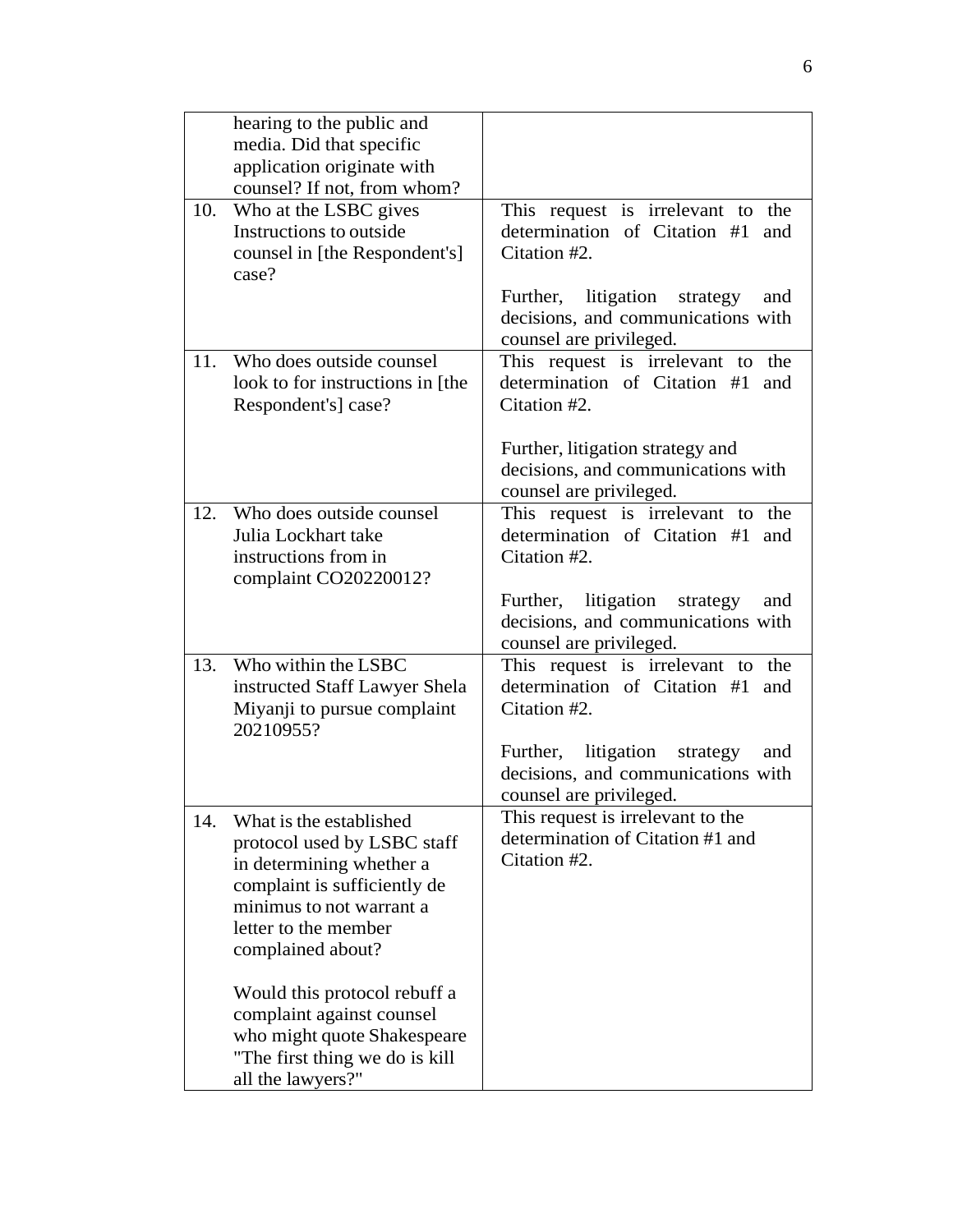| | | |
|---|---|---|
| | hearing to the public and media. Did that specific application originate with counsel? If not, from whom? | |
| 10. | Who at the LSBC gives Instructions to outside counsel in [the Respondent's] case? | This request is irrelevant to the determination of Citation #1 and Citation #2.<br><br>Further, litigation strategy and decisions, and communications with counsel are privileged. |
| 11. | Who does outside counsel look to for instructions in [the Respondent's] case? | This request is irrelevant to the determination of Citation #1 and Citation #2.<br><br>Further, litigation strategy and decisions, and communications with counsel are privileged. |
| 12. | Who does outside counsel Julia Lockhart take instructions from in complaint CO20220012? | This request is irrelevant to the determination of Citation #1 and Citation #2.<br><br>Further, litigation strategy and decisions, and communications with counsel are privileged. |
| 13. | Who within the LSBC instructed Staff Lawyer Shela Miyanji to pursue complaint 20210955? | This request is irrelevant to the determination of Citation #1 and Citation #2.<br><br>Further, litigation strategy and decisions, and communications with counsel are privileged. |
| 14. | What is the established protocol used by LSBC staff in determining whether a complaint is sufficiently de minimus to not warrant a letter to the member complained about?<br><br>Would this protocol rebuff a complaint against counsel who might quote Shakespeare "The first thing we do is kill all the lawyers?" | This request is irrelevant to the determination of Citation #1 and Citation #2. |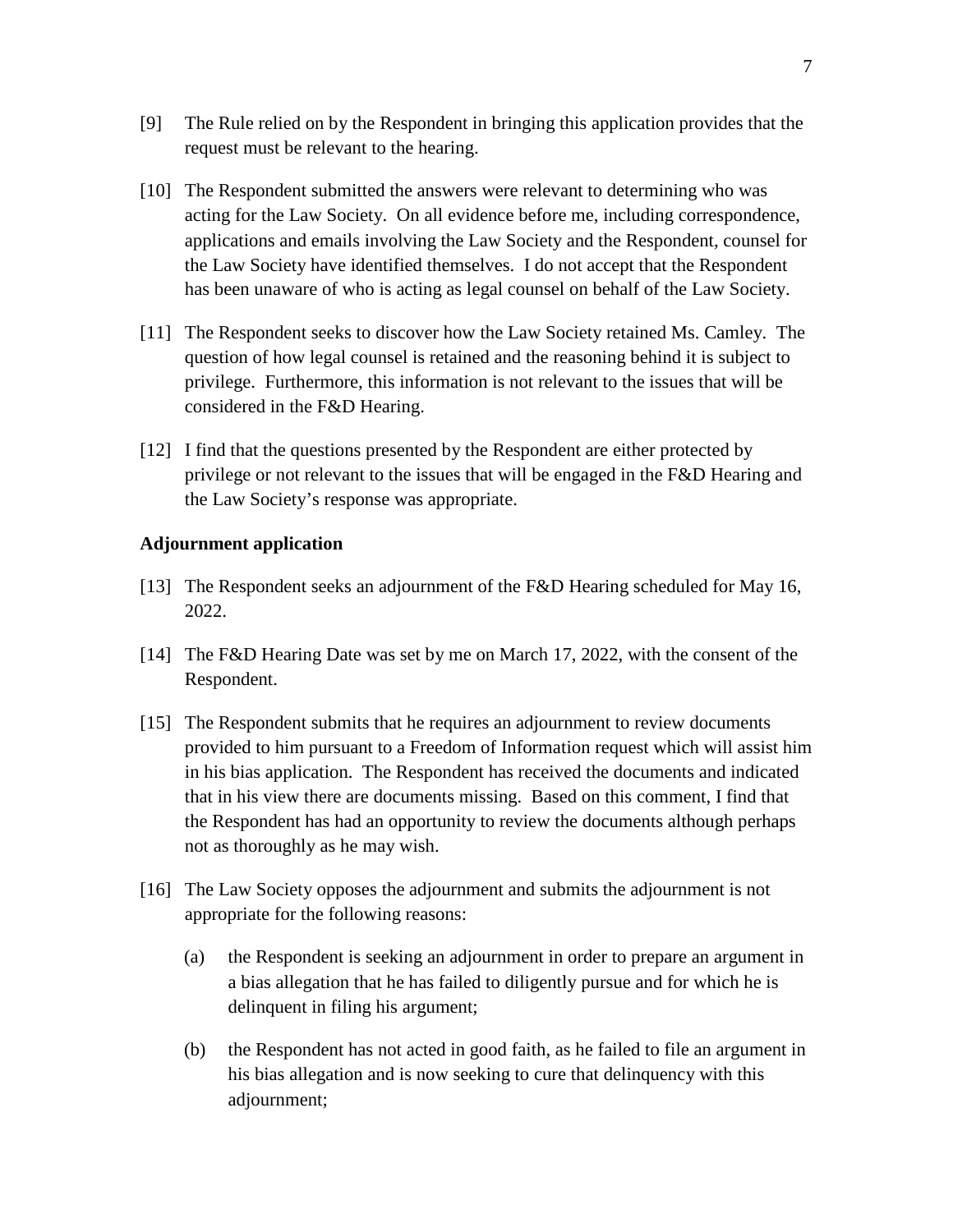[9] The Rule relied on by the Respondent in bringing this application provides that the request must be relevant to the hearing.

[10] The Respondent submitted the answers were relevant to determining who was acting for the Law Society. On all evidence before me, including correspondence, applications and emails involving the Law Society and the Respondent, counsel for the Law Society have identified themselves. I do not accept that the Respondent has been unaware of who is acting as legal counsel on behalf of the Law Society.

[11] The Respondent seeks to discover how the Law Society retained Ms. Camley. The question of how legal counsel is retained and the reasoning behind it is subject to privilege. Furthermore, this information is not relevant to the issues that will be considered in the F&D Hearing.

[12] I find that the questions presented by the Respondent are either protected by privilege or not relevant to the issues that will be engaged in the F&D Hearing and the Law Society's response was appropriate.

**Adjournment application**

[13] The Respondent seeks an adjournment of the F&D Hearing scheduled for May 16, 2022.

[14] The F&D Hearing Date was set by me on March 17, 2022, with the consent of the Respondent.

[15] The Respondent submits that he requires an adjournment to review documents provided to him pursuant to a Freedom of Information request which will assist him in his bias application. The Respondent has received the documents and indicated that in his view there are documents missing. Based on this comment, I find that the Respondent has had an opportunity to review the documents although perhaps not as thoroughly as he may wish.

[16] The Law Society opposes the adjournment and submits the adjournment is not appropriate for the following reasons:

(a) the Respondent is seeking an adjournment in order to prepare an argument in a bias allegation that he has failed to diligently pursue and for which he is delinquent in filing his argument;

(b) the Respondent has not acted in good faith, as he failed to file an argument in his bias allegation and is now seeking to cure that delinquency with this adjournment;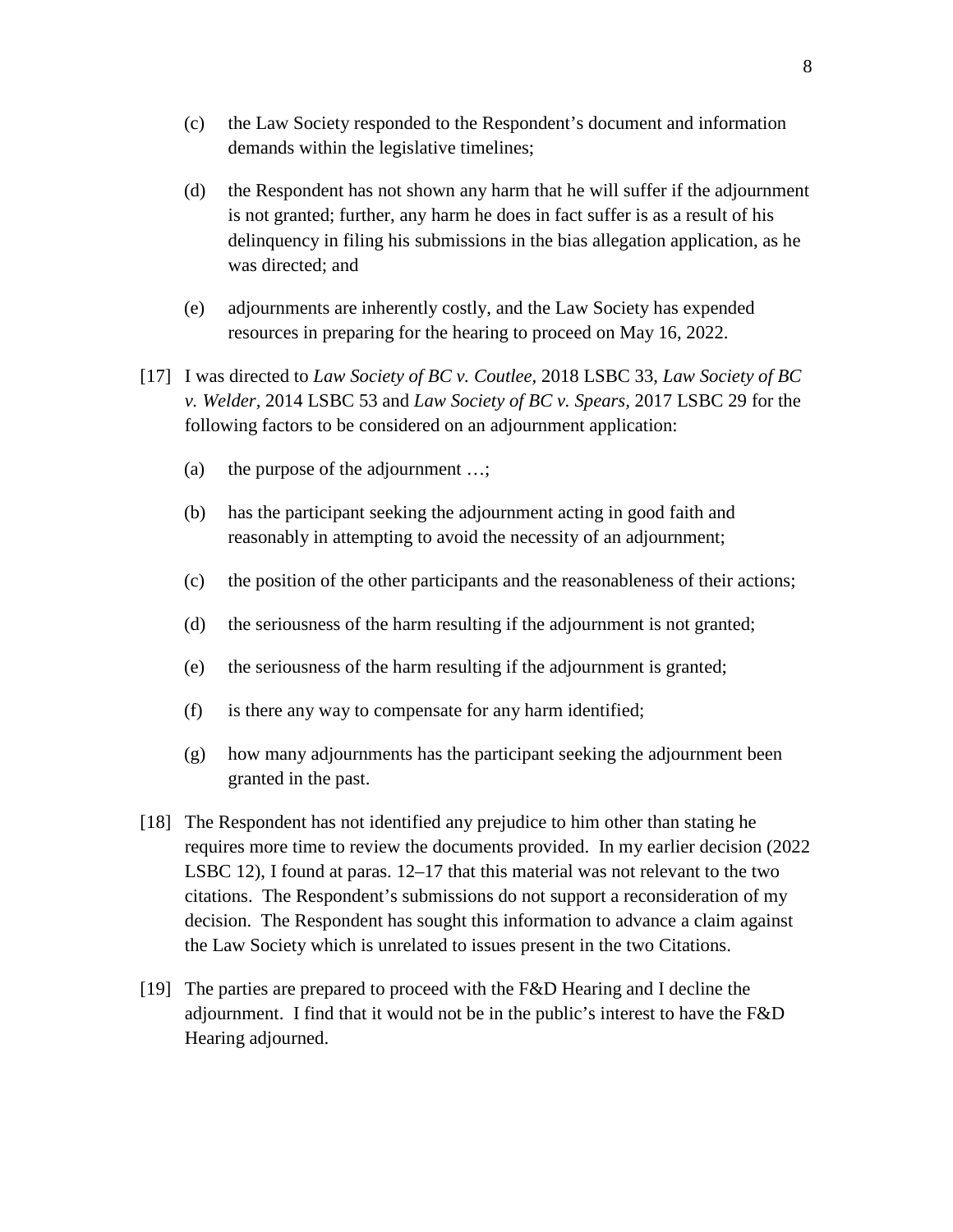(c) the Law Society responded to the Respondent's document and information demands within the legislative timelines;

(d) the Respondent has not shown any harm that he will suffer if the adjournment is not granted; further, any harm he does in fact suffer is as a result of his delinquency in filing his submissions in the bias allegation application, as he was directed; and

(e) adjournments are inherently costly, and the Law Society has expended resources in preparing for the hearing to proceed on May 16, 2022.

[17] I was directed to *Law Society of BC v. Coutlee*, 2018 LSBC 33, *Law Society of BC v. Welder,* 2014 LSBC 53 and *Law Society of BC v. Spears,* 2017 LSBC 29 for the following factors to be considered on an adjournment application:

(a) the purpose of the adjournment …;

(b) has the participant seeking the adjournment acting in good faith and reasonably in attempting to avoid the necessity of an adjournment;

(c) the position of the other participants and the reasonableness of their actions;

(d) the seriousness of the harm resulting if the adjournment is not granted;

(e) the seriousness of the harm resulting if the adjournment is granted;

(f) is there any way to compensate for any harm identified;

(g) how many adjournments has the participant seeking the adjournment been granted in the past.

[18] The Respondent has not identified any prejudice to him other than stating he requires more time to review the documents provided. In my earlier decision (2022 LSBC 12), I found at paras. 12–17 that this material was not relevant to the two citations. The Respondent's submissions do not support a reconsideration of my decision. The Respondent has sought this information to advance a claim against the Law Society which is unrelated to issues present in the two Citations.

[19] The parties are prepared to proceed with the F&D Hearing and I decline the adjournment. I find that it would not be in the public's interest to have the F&D Hearing adjourned.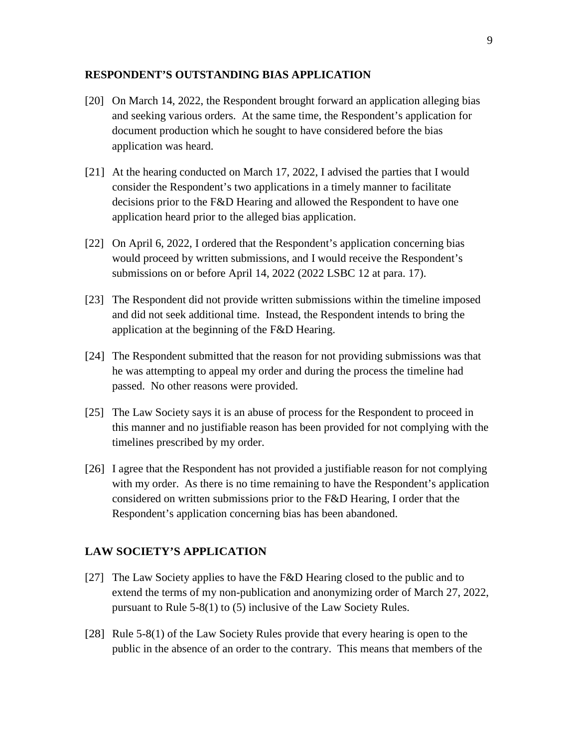## RESPONDENT'S OUTSTANDING BIAS APPLICATION

[20] On March 14, 2022, the Respondent brought forward an application alleging bias and seeking various orders. At the same time, the Respondent's application for document production which he sought to have considered before the bias application was heard.

[21] At the hearing conducted on March 17, 2022, I advised the parties that I would consider the Respondent's two applications in a timely manner to facilitate decisions prior to the F&D Hearing and allowed the Respondent to have one application heard prior to the alleged bias application.

[22] On April 6, 2022, I ordered that the Respondent's application concerning bias would proceed by written submissions, and I would receive the Respondent's submissions on or before April 14, 2022 (2022 LSBC 12 at para. 17).

[23] The Respondent did not provide written submissions within the timeline imposed and did not seek additional time. Instead, the Respondent intends to bring the application at the beginning of the F&D Hearing.

[24] The Respondent submitted that the reason for not providing submissions was that he was attempting to appeal my order and during the process the timeline had passed. No other reasons were provided.

[25] The Law Society says it is an abuse of process for the Respondent to proceed in this manner and no justifiable reason has been provided for not complying with the timelines prescribed by my order.

[26] I agree that the Respondent has not provided a justifiable reason for not complying with my order. As there is no time remaining to have the Respondent's application considered on written submissions prior to the F&D Hearing, I order that the Respondent's application concerning bias has been abandoned.

## LAW SOCIETY'S APPLICATION

[27] The Law Society applies to have the F&D Hearing closed to the public and to extend the terms of my non-publication and anonymizing order of March 27, 2022, pursuant to Rule 5-8(1) to (5) inclusive of the Law Society Rules.

[28] Rule 5-8(1) of the Law Society Rules provide that every hearing is open to the public in the absence of an order to the contrary. This means that members of the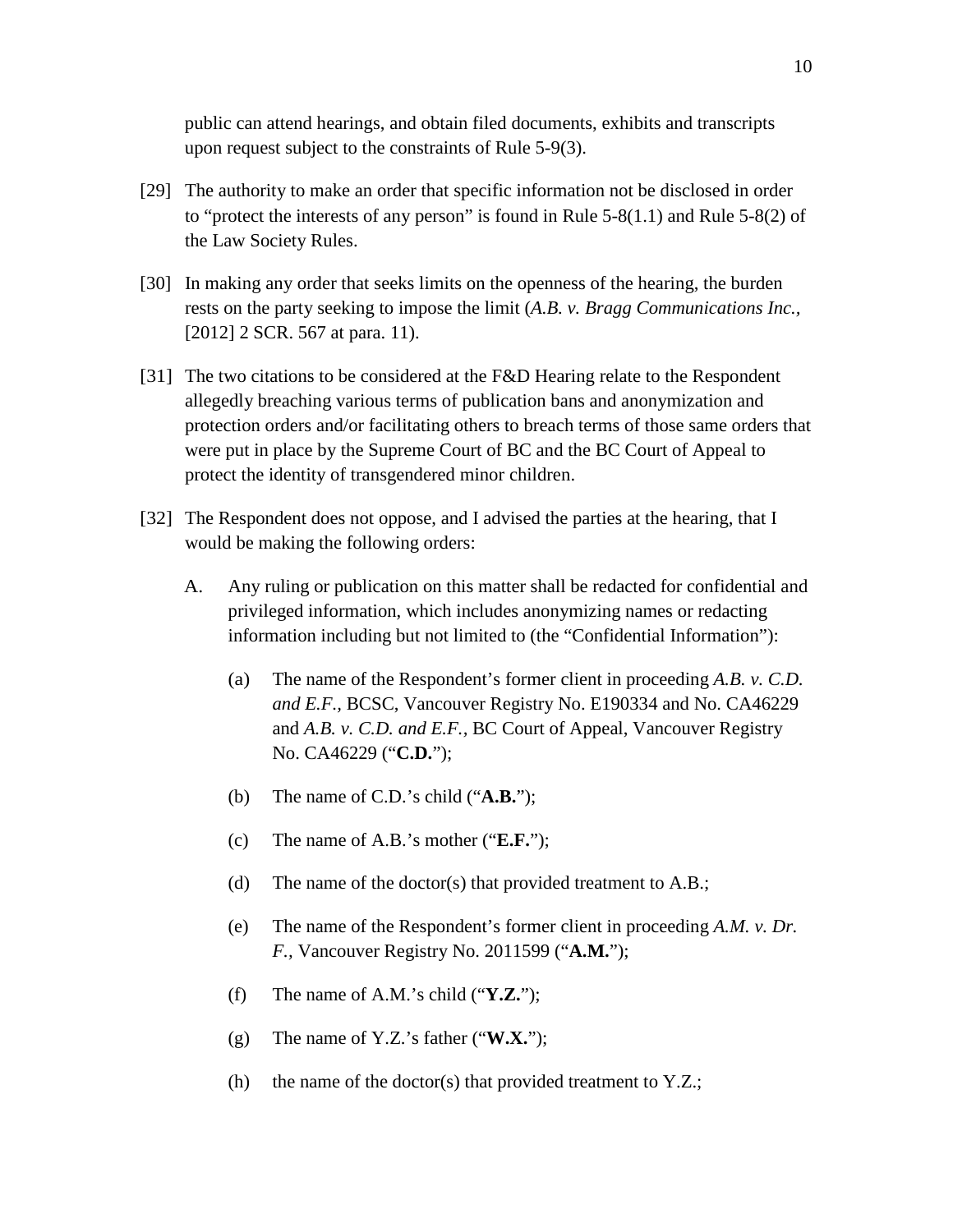public can attend hearings, and obtain filed documents, exhibits and transcripts upon request subject to the constraints of Rule 5-9(3).

[29] The authority to make an order that specific information not be disclosed in order to "protect the interests of any person" is found in Rule 5-8(1.1) and Rule 5-8(2) of the Law Society Rules.

[30] In making any order that seeks limits on the openness of the hearing, the burden rests on the party seeking to impose the limit (*A.B. v. Bragg Communications Inc.*, [2012] 2 SCR. 567 at para. 11).

[31] The two citations to be considered at the F&D Hearing relate to the Respondent allegedly breaching various terms of publication bans and anonymization and protection orders and/or facilitating others to breach terms of those same orders that were put in place by the Supreme Court of BC and the BC Court of Appeal to protect the identity of transgendered minor children.

[32] The Respondent does not oppose, and I advised the parties at the hearing, that I would be making the following orders:

A. Any ruling or publication on this matter shall be redacted for confidential and privileged information, which includes anonymizing names or redacting information including but not limited to (the "Confidential Information"):

   (a) The name of the Respondent's former client in proceeding *A.B. v. C.D. and E.F.*, BCSC, Vancouver Registry No. E190334 and No. CA46229 and *A.B. v. C.D. and E.F.*, BC Court of Appeal, Vancouver Registry No. CA46229 ("**C.D.**");

   (b) The name of C.D.'s child ("**A.B.**");

   (c) The name of A.B.'s mother ("**E.F.**");

   (d) The name of the doctor(s) that provided treatment to A.B.;

   (e) The name of the Respondent's former client in proceeding *A.M. v. Dr. F.*, Vancouver Registry No. 2011599 ("**A.M.**");

   (f) The name of A.M.'s child ("**Y.Z.**");

   (g) The name of Y.Z.'s father ("**W.X.**");

   (h) the name of the doctor(s) that provided treatment to Y.Z.;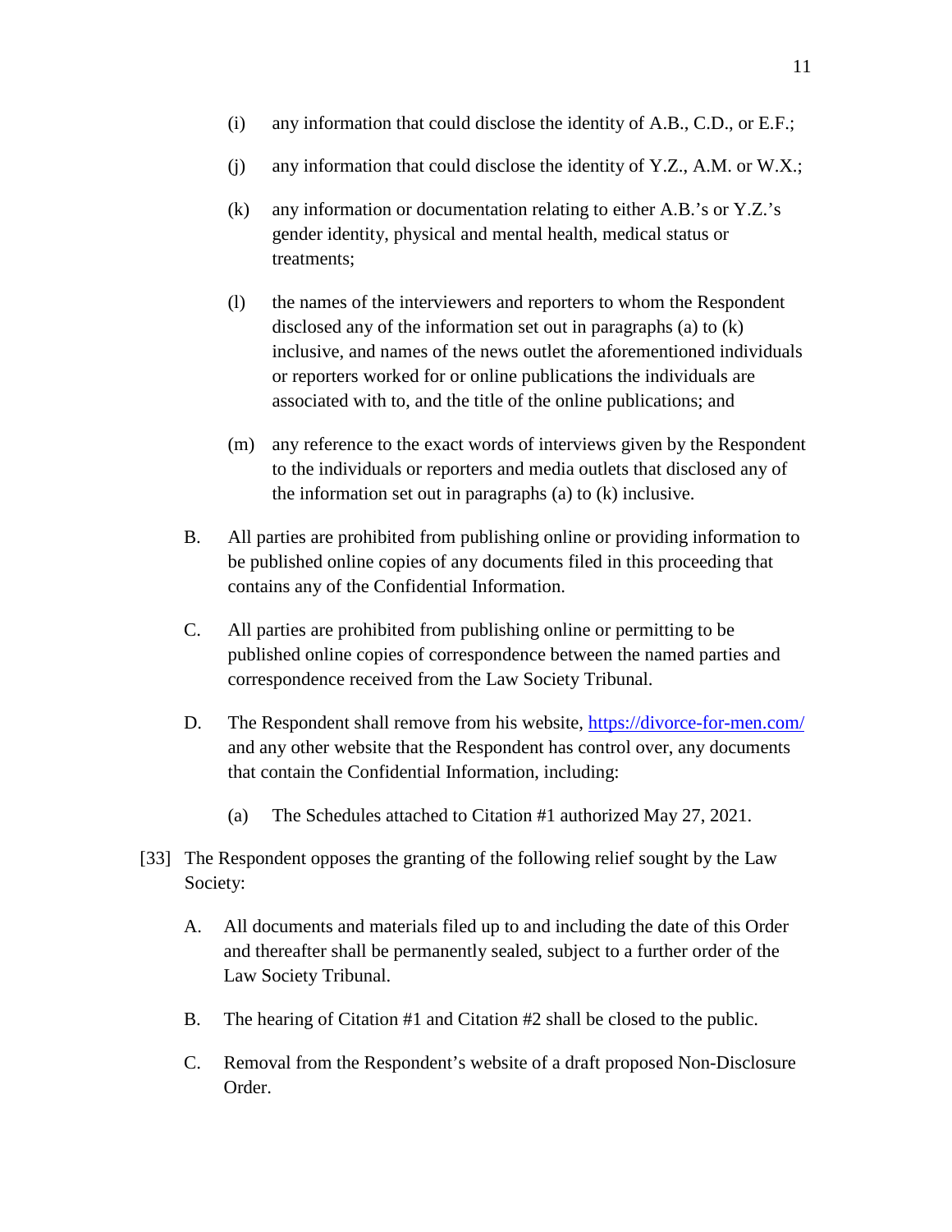(i) any information that could disclose the identity of A.B., C.D., or E.F.;

(j) any information that could disclose the identity of Y.Z., A.M. or W.X.;

(k) any information or documentation relating to either A.B.'s or Y.Z.'s gender identity, physical and mental health, medical status or treatments;

(l) the names of the interviewers and reporters to whom the Respondent disclosed any of the information set out in paragraphs (a) to (k) inclusive, and names of the news outlet the aforementioned individuals or reporters worked for or online publications the individuals are associated with to, and the title of the online publications; and

(m) any reference to the exact words of interviews given by the Respondent to the individuals or reporters and media outlets that disclosed any of the information set out in paragraphs (a) to (k) inclusive.

B. All parties are prohibited from publishing online or providing information to be published online copies of any documents filed in this proceeding that contains any of the Confidential Information.

C. All parties are prohibited from publishing online or permitting to be published online copies of correspondence between the named parties and correspondence received from the Law Society Tribunal.

D. The Respondent shall remove from his website, https://divorce-for-men.com/ and any other website that the Respondent has control over, any documents that contain the Confidential Information, including:

(a) The Schedules attached to Citation #1 authorized May 27, 2021.

[33] The Respondent opposes the granting of the following relief sought by the Law Society:

A. All documents and materials filed up to and including the date of this Order and thereafter shall be permanently sealed, subject to a further order of the Law Society Tribunal.

B. The hearing of Citation #1 and Citation #2 shall be closed to the public.

C. Removal from the Respondent's website of a draft proposed Non-Disclosure Order.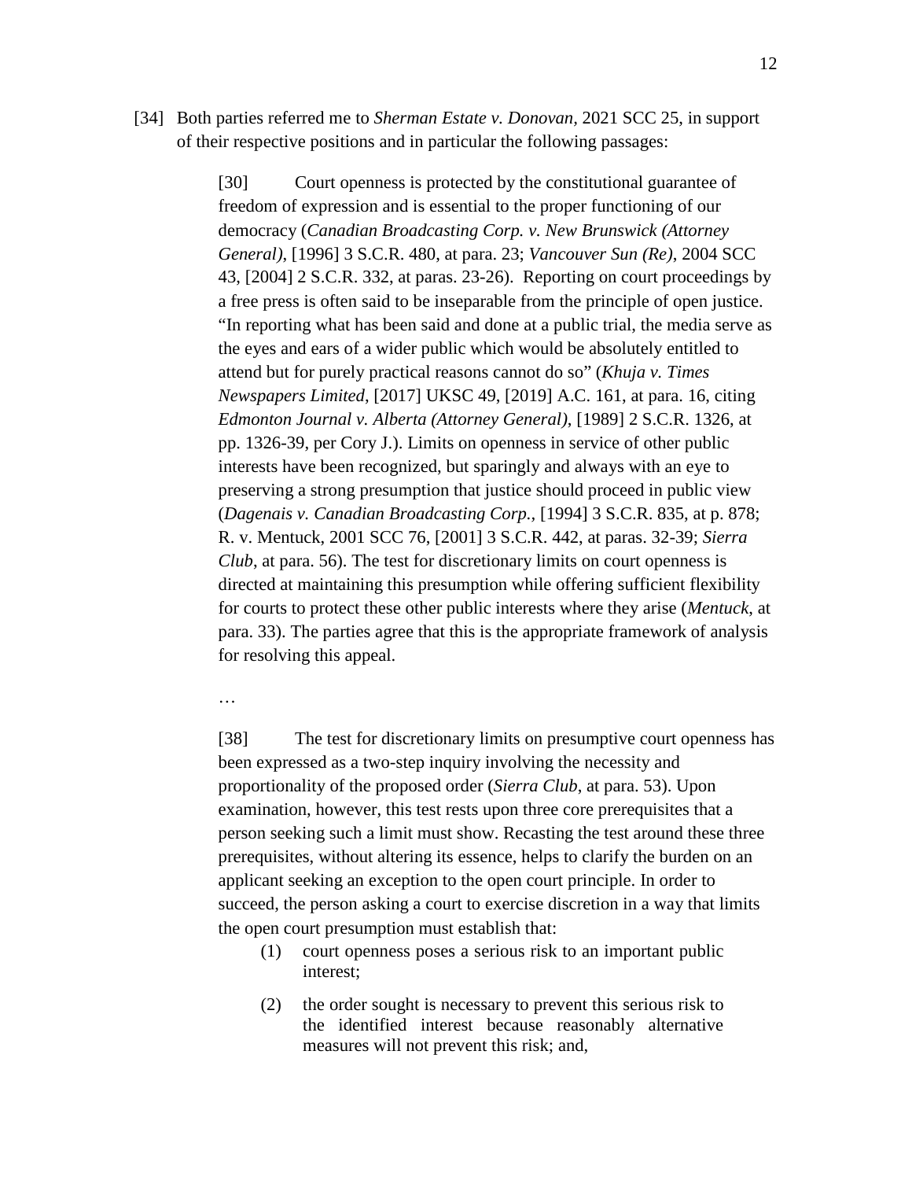[34] Both parties referred me to *Sherman Estate v. Donovan*, 2021 SCC 25, in support of their respective positions and in particular the following passages:

> [30] Court openness is protected by the constitutional guarantee of freedom of expression and is essential to the proper functioning of our democracy (*Canadian Broadcasting Corp. v. New Brunswick (Attorney General)*, [1996] 3 S.C.R. 480, at para. 23; *Vancouver Sun (Re)*, 2004 SCC 43, [2004] 2 S.C.R. 332, at paras. 23-26). Reporting on court proceedings by a free press is often said to be inseparable from the principle of open justice. "In reporting what has been said and done at a public trial, the media serve as the eyes and ears of a wider public which would be absolutely entitled to attend but for purely practical reasons cannot do so" (*Khuja v. Times Newspapers Limited*, [2017] UKSC 49, [2019] A.C. 161, at para. 16, citing *Edmonton Journal v. Alberta (Attorney General)*, [1989] 2 S.C.R. 1326, at pp. 1326-39, per Cory J.). Limits on openness in service of other public interests have been recognized, but sparingly and always with an eye to preserving a strong presumption that justice should proceed in public view (*Dagenais v. Canadian Broadcasting Corp.*, [1994] 3 S.C.R. 835, at p. 878; R. v. Mentuck, 2001 SCC 76, [2001] 3 S.C.R. 442, at paras. 32-39; *Sierra Club*, at para. 56). The test for discretionary limits on court openness is directed at maintaining this presumption while offering sufficient flexibility for courts to protect these other public interests where they arise (*Mentuck*, at para. 33). The parties agree that this is the appropriate framework of analysis for resolving this appeal.
>
> …
>
> [38] The test for discretionary limits on presumptive court openness has been expressed as a two-step inquiry involving the necessity and proportionality of the proposed order (*Sierra Club*, at para. 53). Upon examination, however, this test rests upon three core prerequisites that a person seeking such a limit must show. Recasting the test around these three prerequisites, without altering its essence, helps to clarify the burden on an applicant seeking an exception to the open court principle. In order to succeed, the person asking a court to exercise discretion in a way that limits the open court presumption must establish that:
>
> (1) court openness poses a serious risk to an important public interest;
>
> (2) the order sought is necessary to prevent this serious risk to the identified interest because reasonably alternative measures will not prevent this risk; and,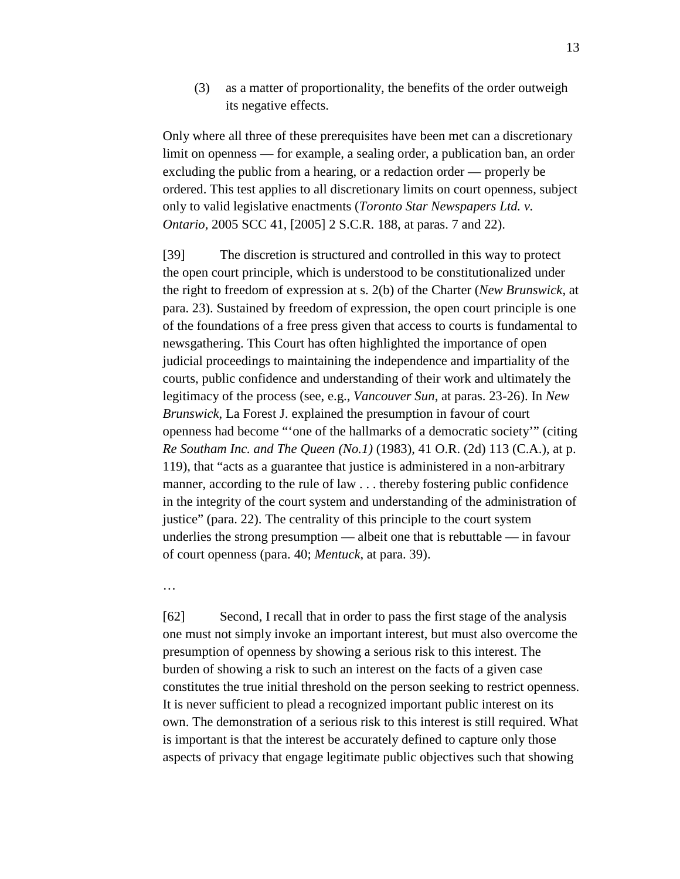(3) as a matter of proportionality, the benefits of the order outweigh its negative effects.

Only where all three of these prerequisites have been met can a discretionary limit on openness — for example, a sealing order, a publication ban, an order excluding the public from a hearing, or a redaction order — properly be ordered. This test applies to all discretionary limits on court openness, subject only to valid legislative enactments (*Toronto Star Newspapers Ltd. v. Ontario*, 2005 SCC 41, [2005] 2 S.C.R. 188, at paras. 7 and 22).

[39] The discretion is structured and controlled in this way to protect the open court principle, which is understood to be constitutionalized under the right to freedom of expression at s. 2(b) of the Charter (*New Brunswick*, at para. 23). Sustained by freedom of expression, the open court principle is one of the foundations of a free press given that access to courts is fundamental to newsgathering. This Court has often highlighted the importance of open judicial proceedings to maintaining the independence and impartiality of the courts, public confidence and understanding of their work and ultimately the legitimacy of the process (see, e.g., *Vancouver Sun*, at paras. 23-26). In *New Brunswick*, La Forest J. explained the presumption in favour of court openness had become "'one of the hallmarks of a democratic society'" (citing *Re Southam Inc. and The Queen (No.1)* (1983), 41 O.R. (2d) 113 (C.A.), at p. 119), that "acts as a guarantee that justice is administered in a non-arbitrary manner, according to the rule of law . . . thereby fostering public confidence in the integrity of the court system and understanding of the administration of justice" (para. 22). The centrality of this principle to the court system underlies the strong presumption — albeit one that is rebuttable — in favour of court openness (para. 40; *Mentuck*, at para. 39).

…

[62] Second, I recall that in order to pass the first stage of the analysis one must not simply invoke an important interest, but must also overcome the presumption of openness by showing a serious risk to this interest. The burden of showing a risk to such an interest on the facts of a given case constitutes the true initial threshold on the person seeking to restrict openness. It is never sufficient to plead a recognized important public interest on its own. The demonstration of a serious risk to this interest is still required. What is important is that the interest be accurately defined to capture only those aspects of privacy that engage legitimate public objectives such that showing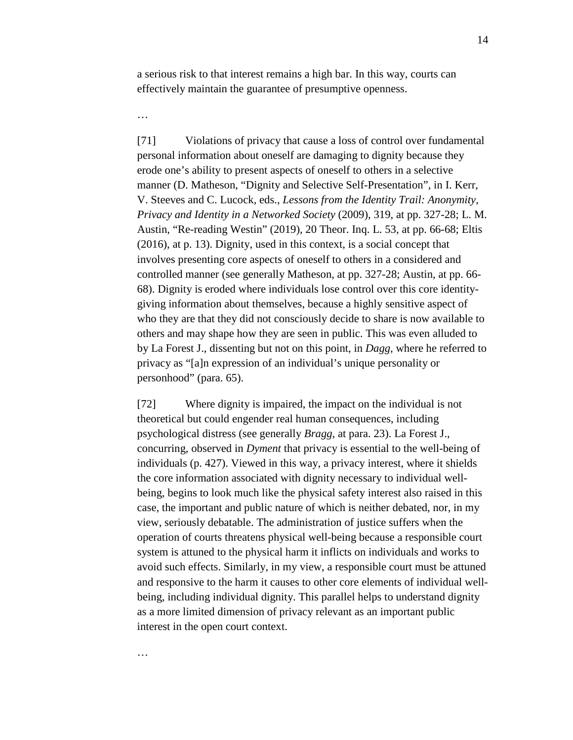a serious risk to that interest remains a high bar. In this way, courts can effectively maintain the guarantee of presumptive openness.

…

[71] Violations of privacy that cause a loss of control over fundamental personal information about oneself are damaging to dignity because they erode one's ability to present aspects of oneself to others in a selective manner (D. Matheson, "Dignity and Selective Self-Presentation", in I. Kerr, V. Steeves and C. Lucock, eds., *Lessons from the Identity Trail: Anonymity, Privacy and Identity in a Networked Society* (2009), 319, at pp. 327-28; L. M. Austin, "Re-reading Westin" (2019), 20 Theor. Inq. L. 53, at pp. 66-68; Eltis (2016), at p. 13). Dignity, used in this context, is a social concept that involves presenting core aspects of oneself to others in a considered and controlled manner (see generally Matheson, at pp. 327-28; Austin, at pp. 66-68). Dignity is eroded where individuals lose control over this core identity-giving information about themselves, because a highly sensitive aspect of who they are that they did not consciously decide to share is now available to others and may shape how they are seen in public. This was even alluded to by La Forest J., dissenting but not on this point, in *Dagg*, where he referred to privacy as "[a]n expression of an individual's unique personality or personhood" (para. 65).

[72] Where dignity is impaired, the impact on the individual is not theoretical but could engender real human consequences, including psychological distress (see generally *Bragg*, at para. 23). La Forest J., concurring, observed in *Dyment* that privacy is essential to the well-being of individuals (p. 427). Viewed in this way, a privacy interest, where it shields the core information associated with dignity necessary to individual well-being, begins to look much like the physical safety interest also raised in this case, the important and public nature of which is neither debated, nor, in my view, seriously debatable. The administration of justice suffers when the operation of courts threatens physical well-being because a responsible court system is attuned to the physical harm it inflicts on individuals and works to avoid such effects. Similarly, in my view, a responsible court must be attuned and responsive to the harm it causes to other core elements of individual well-being, including individual dignity. This parallel helps to understand dignity as a more limited dimension of privacy relevant as an important public interest in the open court context.

…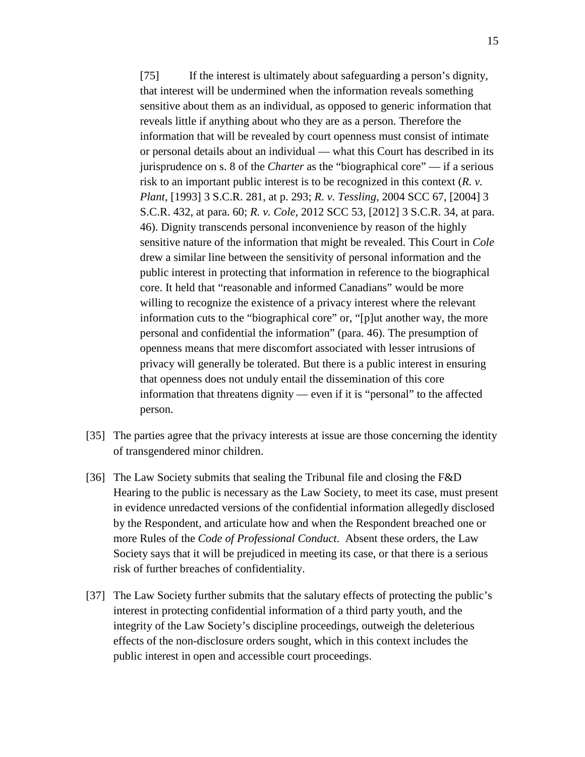> [75] If the interest is ultimately about safeguarding a person's dignity, that interest will be undermined when the information reveals something sensitive about them as an individual, as opposed to generic information that reveals little if anything about who they are as a person. Therefore the information that will be revealed by court openness must consist of intimate or personal details about an individual — what this Court has described in its jurisprudence on s. 8 of the *Charter* as the "biographical core" — if a serious risk to an important public interest is to be recognized in this context (*R. v. Plant*, [1993] 3 S.C.R. 281, at p. 293; *R. v. Tessling*, 2004 SCC 67, [2004] 3 S.C.R. 432, at para. 60; *R. v. Cole*, 2012 SCC 53, [2012] 3 S.C.R. 34, at para. 46). Dignity transcends personal inconvenience by reason of the highly sensitive nature of the information that might be revealed. This Court in *Cole* drew a similar line between the sensitivity of personal information and the public interest in protecting that information in reference to the biographical core. It held that "reasonable and informed Canadians" would be more willing to recognize the existence of a privacy interest where the relevant information cuts to the "biographical core" or, "[p]ut another way, the more personal and confidential the information" (para. 46). The presumption of openness means that mere discomfort associated with lesser intrusions of privacy will generally be tolerated. But there is a public interest in ensuring that openness does not unduly entail the dissemination of this core information that threatens dignity — even if it is "personal" to the affected person.

[35] The parties agree that the privacy interests at issue are those concerning the identity of transgendered minor children.

[36] The Law Society submits that sealing the Tribunal file and closing the F&D Hearing to the public is necessary as the Law Society, to meet its case, must present in evidence unredacted versions of the confidential information allegedly disclosed by the Respondent, and articulate how and when the Respondent breached one or more Rules of the *Code of Professional Conduct*. Absent these orders, the Law Society says that it will be prejudiced in meeting its case, or that there is a serious risk of further breaches of confidentiality.

[37] The Law Society further submits that the salutary effects of protecting the public's interest in protecting confidential information of a third party youth, and the integrity of the Law Society's discipline proceedings, outweigh the deleterious effects of the non-disclosure orders sought, which in this context includes the public interest in open and accessible court proceedings.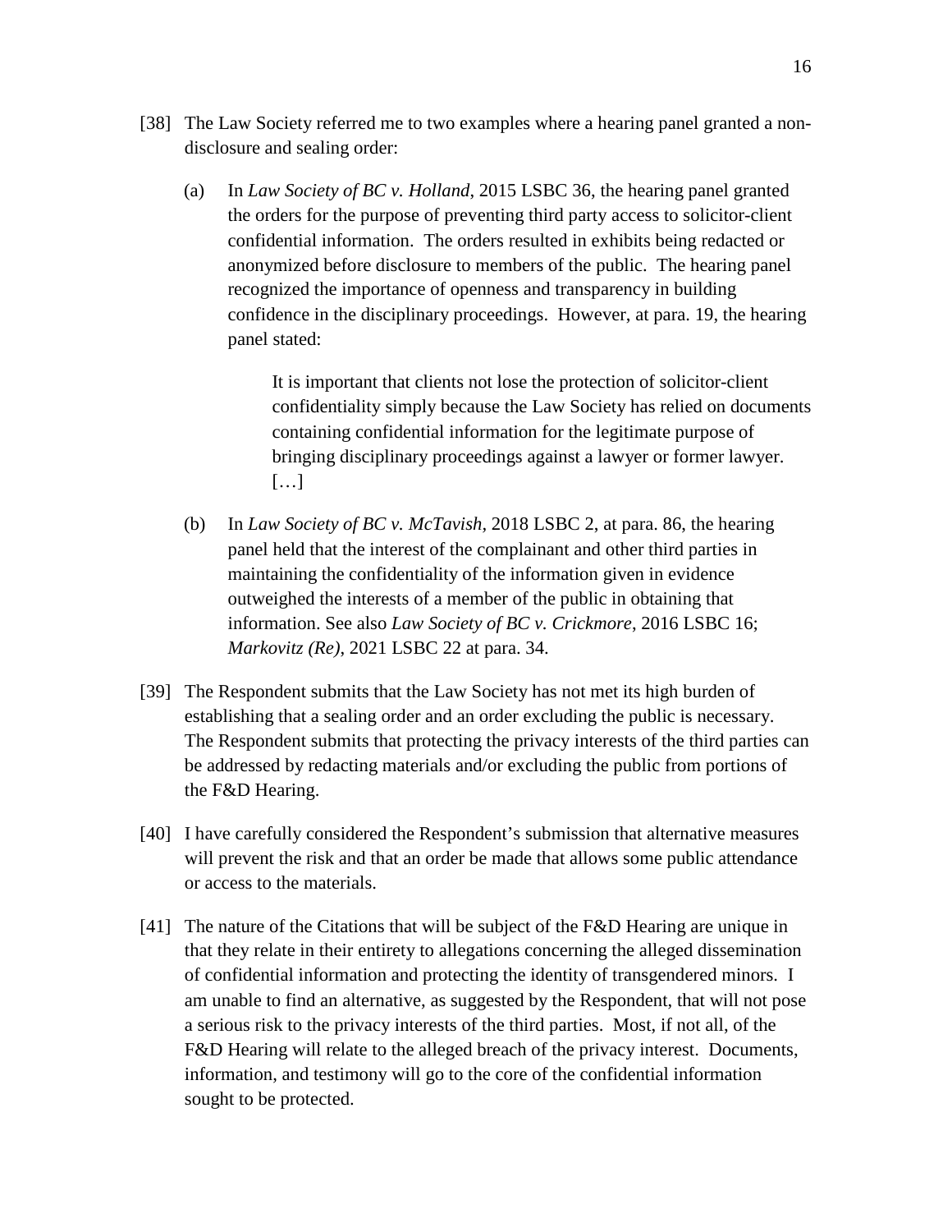[38] The Law Society referred me to two examples where a hearing panel granted a non-disclosure and sealing order:

(a) In *Law Society of BC v. Holland*, 2015 LSBC 36, the hearing panel granted the orders for the purpose of preventing third party access to solicitor-client confidential information. The orders resulted in exhibits being redacted or anonymized before disclosure to members of the public. The hearing panel recognized the importance of openness and transparency in building confidence in the disciplinary proceedings. However, at para. 19, the hearing panel stated:

> It is important that clients not lose the protection of solicitor-client confidentiality simply because the Law Society has relied on documents containing confidential information for the legitimate purpose of bringing disciplinary proceedings against a lawyer or former lawyer. […]

(b) In *Law Society of BC v. McTavish*, 2018 LSBC 2, at para. 86, the hearing panel held that the interest of the complainant and other third parties in maintaining the confidentiality of the information given in evidence outweighed the interests of a member of the public in obtaining that information. See also *Law Society of BC v. Crickmore*, 2016 LSBC 16; *Markovitz (Re)*, 2021 LSBC 22 at para. 34.

[39] The Respondent submits that the Law Society has not met its high burden of establishing that a sealing order and an order excluding the public is necessary. The Respondent submits that protecting the privacy interests of the third parties can be addressed by redacting materials and/or excluding the public from portions of the F&D Hearing.

[40] I have carefully considered the Respondent's submission that alternative measures will prevent the risk and that an order be made that allows some public attendance or access to the materials.

[41] The nature of the Citations that will be subject of the F&D Hearing are unique in that they relate in their entirety to allegations concerning the alleged dissemination of confidential information and protecting the identity of transgendered minors. I am unable to find an alternative, as suggested by the Respondent, that will not pose a serious risk to the privacy interests of the third parties. Most, if not all, of the F&D Hearing will relate to the alleged breach of the privacy interest. Documents, information, and testimony will go to the core of the confidential information sought to be protected.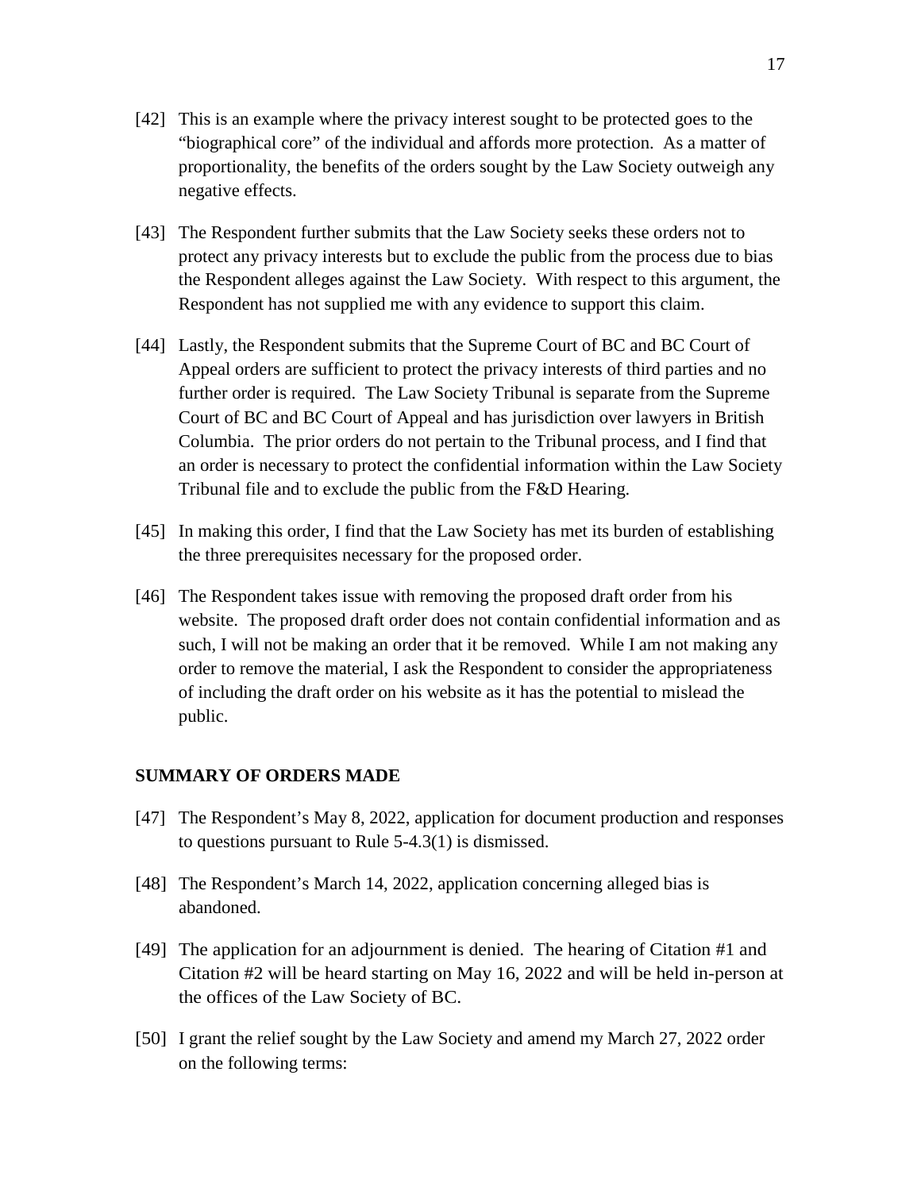[42] This is an example where the privacy interest sought to be protected goes to the "biographical core" of the individual and affords more protection. As a matter of proportionality, the benefits of the orders sought by the Law Society outweigh any negative effects.

[43] The Respondent further submits that the Law Society seeks these orders not to protect any privacy interests but to exclude the public from the process due to bias the Respondent alleges against the Law Society. With respect to this argument, the Respondent has not supplied me with any evidence to support this claim.

[44] Lastly, the Respondent submits that the Supreme Court of BC and BC Court of Appeal orders are sufficient to protect the privacy interests of third parties and no further order is required. The Law Society Tribunal is separate from the Supreme Court of BC and BC Court of Appeal and has jurisdiction over lawyers in British Columbia. The prior orders do not pertain to the Tribunal process, and I find that an order is necessary to protect the confidential information within the Law Society Tribunal file and to exclude the public from the F&D Hearing.

[45] In making this order, I find that the Law Society has met its burden of establishing the three prerequisites necessary for the proposed order.

[46] The Respondent takes issue with removing the proposed draft order from his website. The proposed draft order does not contain confidential information and as such, I will not be making an order that it be removed. While I am not making any order to remove the material, I ask the Respondent to consider the appropriateness of including the draft order on his website as it has the potential to mislead the public.

## SUMMARY OF ORDERS MADE

[47] The Respondent's May 8, 2022, application for document production and responses to questions pursuant to Rule 5-4.3(1) is dismissed.

[48] The Respondent's March 14, 2022, application concerning alleged bias is abandoned.

[49] The application for an adjournment is denied. The hearing of Citation #1 and Citation #2 will be heard starting on May 16, 2022 and will be held in-person at the offices of the Law Society of BC.

[50] I grant the relief sought by the Law Society and amend my March 27, 2022 order on the following terms: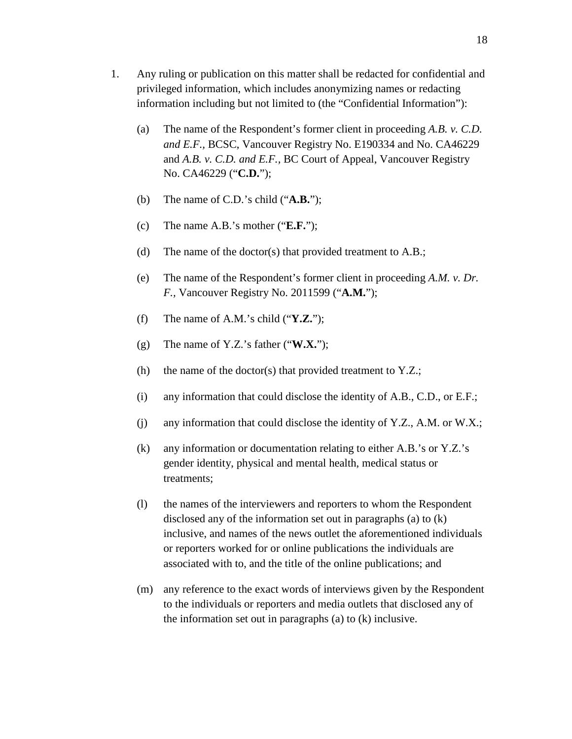1. Any ruling or publication on this matter shall be redacted for confidential and privileged information, which includes anonymizing names or redacting information including but not limited to (the "Confidential Information"):

   (a) The name of the Respondent's former client in proceeding *A.B. v. C.D. and E.F.*, BCSC, Vancouver Registry No. E190334 and No. CA46229 and *A.B. v. C.D. and E.F.*, BC Court of Appeal, Vancouver Registry No. CA46229 ("**C.D.**");

   (b) The name of C.D.'s child ("**A.B.**");

   (c) The name A.B.'s mother ("**E.F.**");

   (d) The name of the doctor(s) that provided treatment to A.B.;

   (e) The name of the Respondent's former client in proceeding *A.M. v. Dr. F.*, Vancouver Registry No. 2011599 ("**A.M.**");

   (f) The name of A.M.'s child ("**Y.Z.**");

   (g) The name of Y.Z.'s father ("**W.X.**");

   (h) the name of the doctor(s) that provided treatment to Y.Z.;

   (i) any information that could disclose the identity of A.B., C.D., or E.F.;

   (j) any information that could disclose the identity of Y.Z., A.M. or W.X.;

   (k) any information or documentation relating to either A.B.'s or Y.Z.'s gender identity, physical and mental health, medical status or treatments;

   (l) the names of the interviewers and reporters to whom the Respondent disclosed any of the information set out in paragraphs (a) to (k) inclusive, and names of the news outlet the aforementioned individuals or reporters worked for or online publications the individuals are associated with to, and the title of the online publications; and

   (m) any reference to the exact words of interviews given by the Respondent to the individuals or reporters and media outlets that disclosed any of the information set out in paragraphs (a) to (k) inclusive.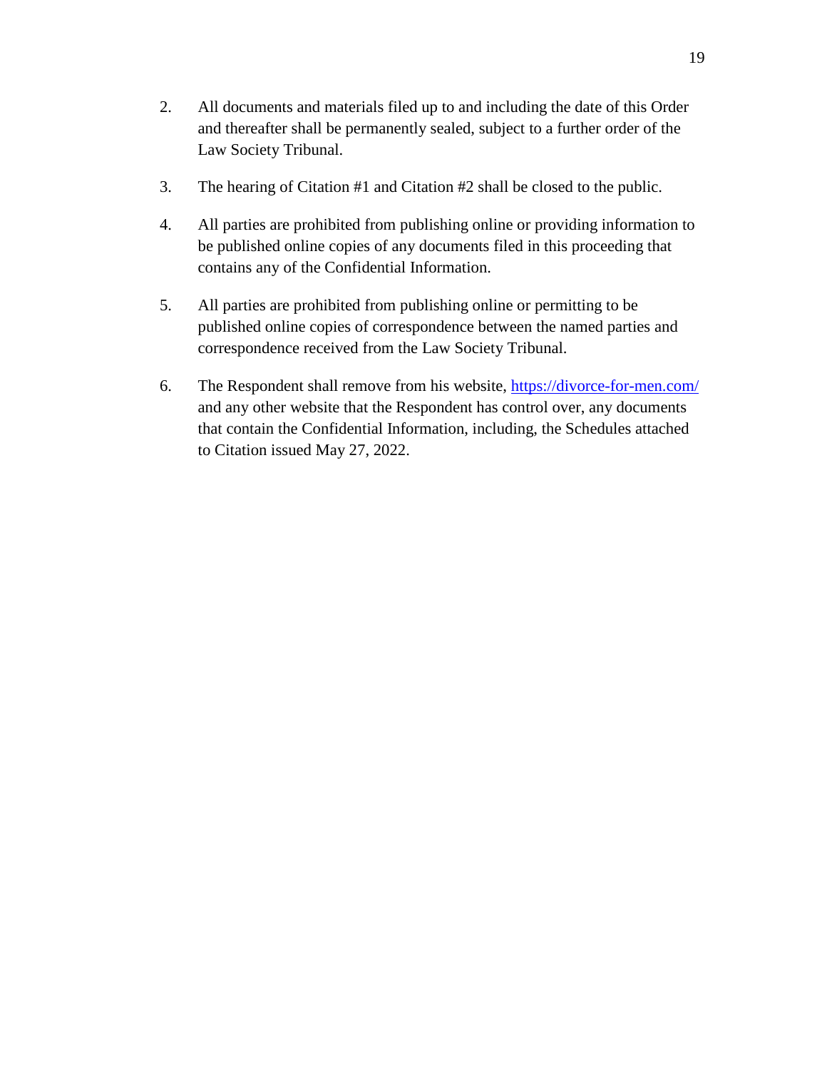2. All documents and materials filed up to and including the date of this Order and thereafter shall be permanently sealed, subject to a further order of the Law Society Tribunal.

3. The hearing of Citation #1 and Citation #2 shall be closed to the public.

4. All parties are prohibited from publishing online or providing information to be published online copies of any documents filed in this proceeding that contains any of the Confidential Information.

5. All parties are prohibited from publishing online or permitting to be published online copies of correspondence between the named parties and correspondence received from the Law Society Tribunal.

6. The Respondent shall remove from his website, https://divorce-for-men.com/ and any other website that the Respondent has control over, any documents that contain the Confidential Information, including, the Schedules attached to Citation issued May 27, 2022.